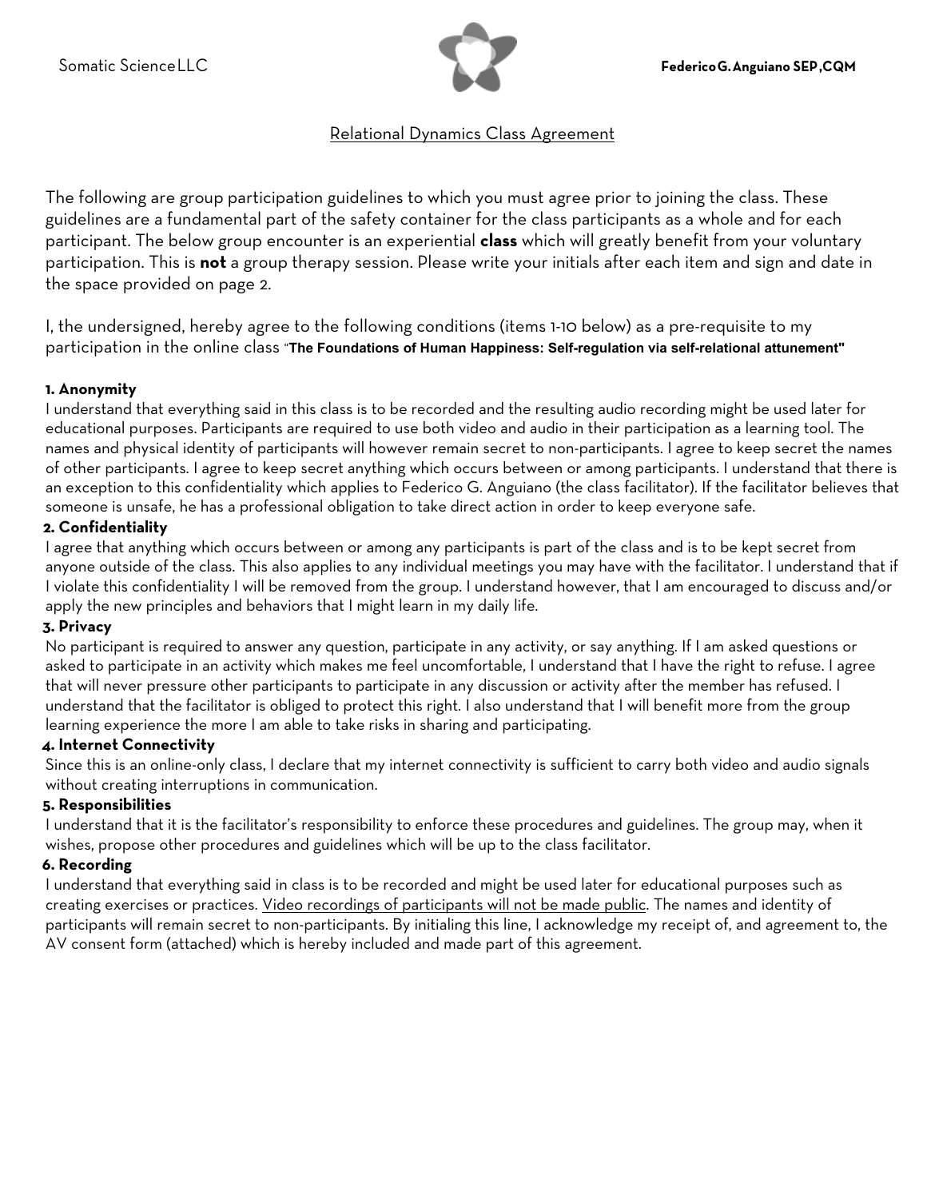Somatic Science LLC

**Federico G. Anguiano SEP, CQM**

# Relational Dynamics Class Agreement

The following are group participation guidelines to which you must agree prior to joining the class. These guidelines are a fundamental part of the safety container for the class participants as a whole and for each participant. The below group encounter is an experiential **class** which will greatly benefit from your voluntary participation. This is **not** a group therapy session. Please write your initials after each item and sign and date in the space provided on page 2.

I, the undersigned, hereby agree to the following conditions (items 1-10 below) as a pre-requisite to my participation in the online class "**The Foundations of Human Happiness: Self-regulation via self-relational attunement"**

**1. Anonymity**
I understand that everything said in this class is to be recorded and the resulting audio recording might be used later for educational purposes. Participants are required to use both video and audio in their participation as a learning tool. The names and physical identity of participants will however remain secret to non-participants. I agree to keep secret the names of other participants. I agree to keep secret anything which occurs between or among participants. I understand that there is an exception to this confidentiality which applies to Federico G. Anguiano (the class facilitator). If the facilitator believes that someone is unsafe, he has a professional obligation to take direct action in order to keep everyone safe.

**2. Confidentiality**
I agree that anything which occurs between or among any participants is part of the class and is to be kept secret from anyone outside of the class. This also applies to any individual meetings you may have with the facilitator. I understand that if I violate this confidentiality I will be removed from the group. I understand however, that I am encouraged to discuss and/or apply the new principles and behaviors that I might learn in my daily life.

**3. Privacy**
No participant is required to answer any question, participate in any activity, or say anything. If I am asked questions or asked to participate in an activity which makes me feel uncomfortable, I understand that I have the right to refuse. I agree that will never pressure other participants to participate in any discussion or activity after the member has refused. I understand that the facilitator is obliged to protect this right. I also understand that I will benefit more from the group learning experience the more I am able to take risks in sharing and participating.

**4. Internet Connectivity**
Since this is an online-only class, I declare that my internet connectivity is sufficient to carry both video and audio signals without creating interruptions in communication.

**5. Responsibilities**
I understand that it is the facilitator's responsibility to enforce these procedures and guidelines. The group may, when it wishes, propose other procedures and guidelines which will be up to the class facilitator.

**6. Recording**
I understand that everything said in class is to be recorded and might be used later for educational purposes such as creating exercises or practices. Video recordings of participants will not be made public. The names and identity of participants will remain secret to non-participants. By initialing this line, I acknowledge my receipt of, and agreement to, the AV consent form (attached) which is hereby included and made part of this agreement.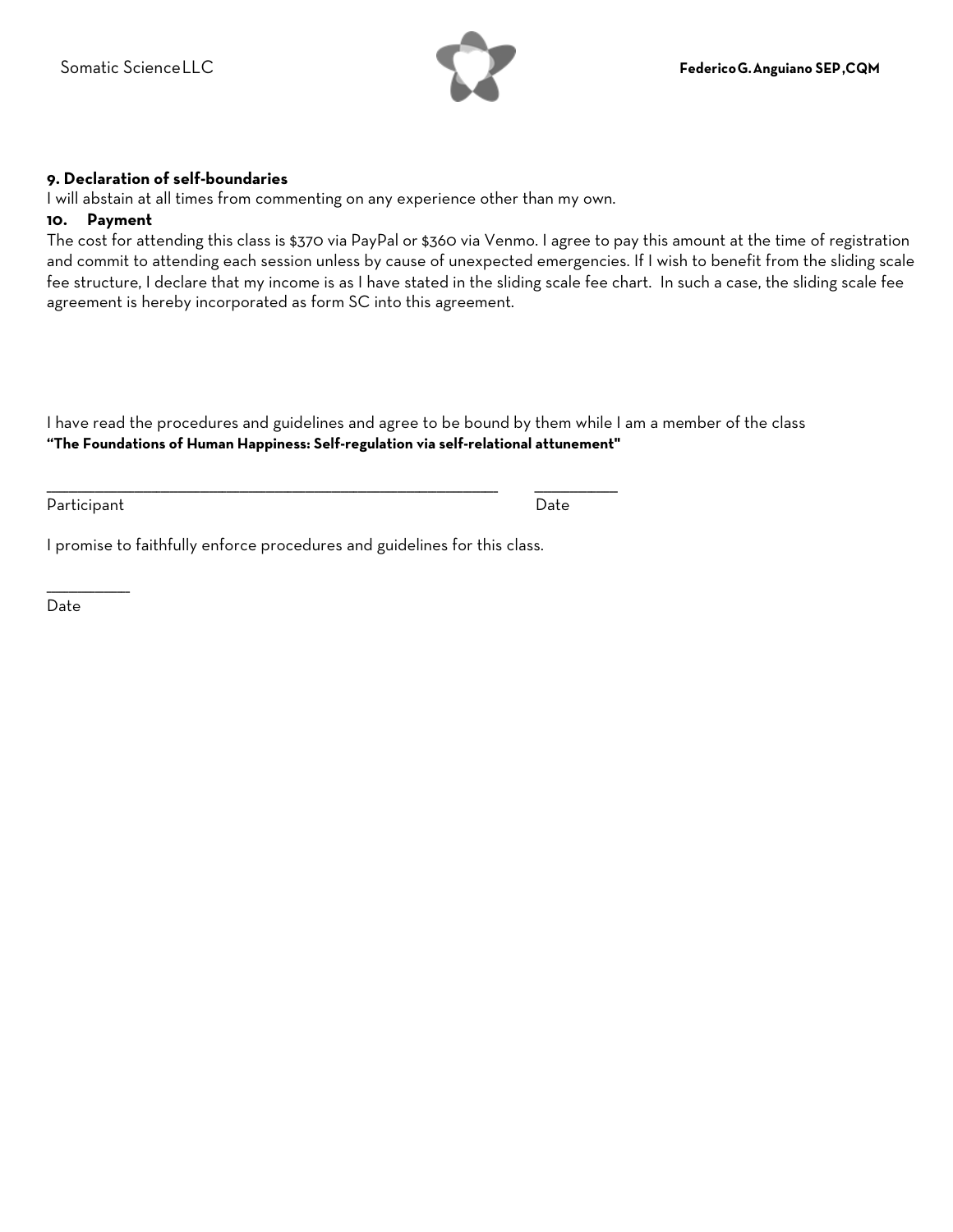**9. Declaration of self-boundaries**

I will abstain at all times from commenting on any experience other than my own.

**10. Payment**

The cost for attending this class is $370 via PayPal or $360 via Venmo. I agree to pay this amount at the time of registration and commit to attending each session unless by cause of unexpected emergencies. If I wish to benefit from the sliding scale fee structure, I declare that my income is as I have stated in the sliding scale fee chart. In such a case, the sliding scale fee agreement is hereby incorporated as form SC into this agreement.

I have read the procedures and guidelines and agree to be bound by them while I am a member of the class **"The Foundations of Human Happiness: Self-regulation via self-relational attunement"**

\_\_\_\_\_\_\_\_\_\_\_\_\_\_\_\_\_\_\_\_\_\_\_\_\_\_\_\_\_\_\_\_\_\_\_\_\_\_\_\_\_\_\_\_\_\_\_\_ \_\_\_\_\_\_\_\_\_\_

Participant Date

I promise to faithfully enforce procedures and guidelines for this class.

\_\_\_\_\_\_\_\_\_\_

Date